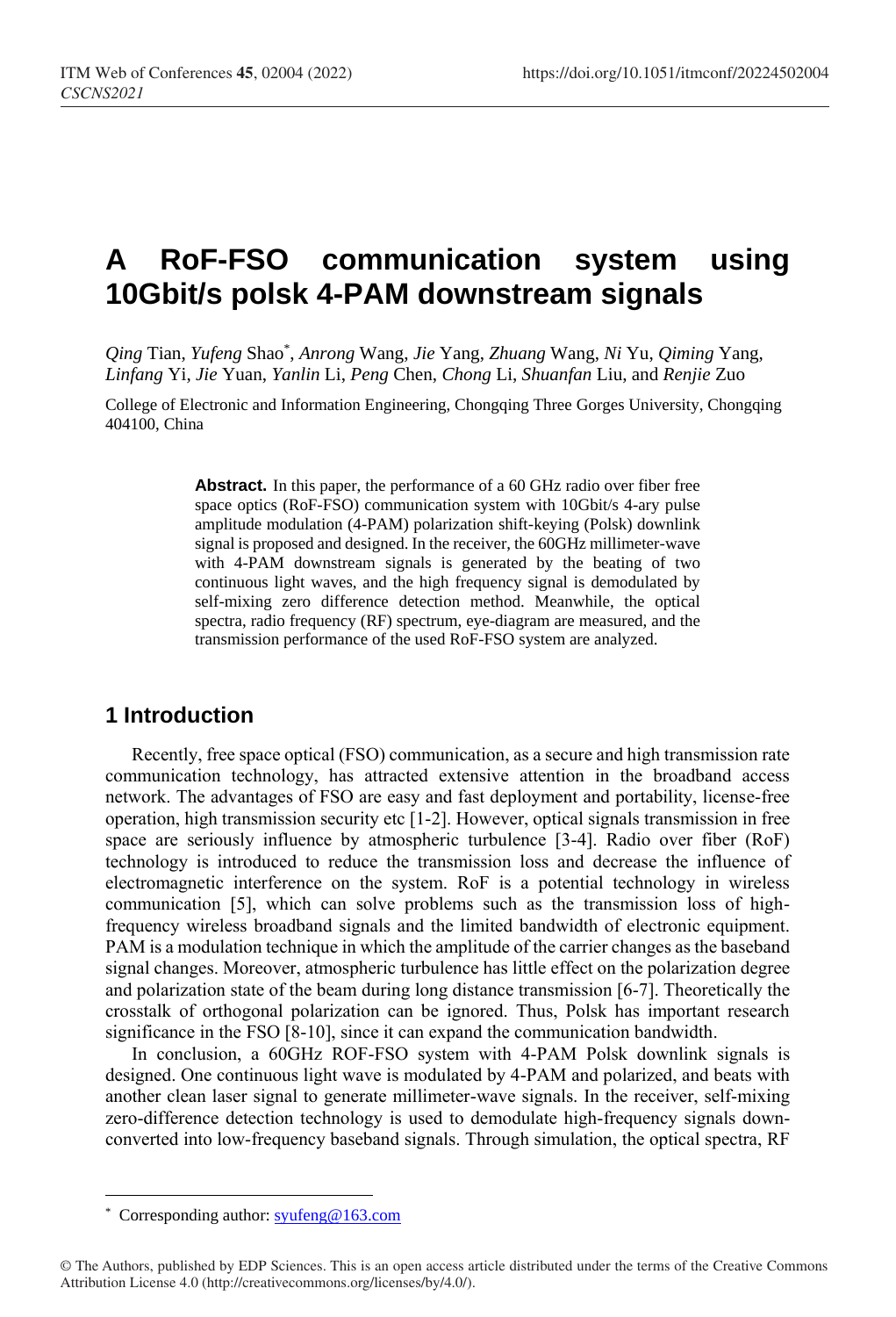# A RoF-FSO communication system using 10Gbit/s polsk 4-PAM downstream signals

*Qing* Tian, *Yufeng* Shao*, *Anrong* Wang, *Jie* Yang, *Zhuang* Wang, *Ni* Yu, *Qiming* Yang, *Linfang* Yi, *Jie* Yuan, *Yanlin* Li, *Peng* Chen, *Chong* Li, *Shuanfan* Liu, and *Renjie* Zuo

College of Electronic and Information Engineering, Chongqing Three Gorges University, Chongqing 404100, China

**Abstract.** In this paper, the performance of a 60 GHz radio over fiber free space optics (RoF-FSO) communication system with 10Gbit/s 4-ary pulse amplitude modulation (4-PAM) polarization shift-keying (Polsk) downlink signal is proposed and designed. In the receiver, the 60GHz millimeter-wave with 4-PAM downstream signals is generated by the beating of two continuous light waves, and the high frequency signal is demodulated by self-mixing zero difference detection method. Meanwhile, the optical spectra, radio frequency (RF) spectrum, eye-diagram are measured, and the transmission performance of the used RoF-FSO system are analyzed.

## 1 Introduction

Recently, free space optical (FSO) communication, as a secure and high transmission rate communication technology, has attracted extensive attention in the broadband access network. The advantages of FSO are easy and fast deployment and portability, license-free operation, high transmission security etc [1-2]. However, optical signals transmission in free space are seriously influence by atmospheric turbulence [3-4]. Radio over fiber (RoF) technology is introduced to reduce the transmission loss and decrease the influence of electromagnetic interference on the system. RoF is a potential technology in wireless communication [5], which can solve problems such as the transmission loss of high-frequency wireless broadband signals and the limited bandwidth of electronic equipment. PAM is a modulation technique in which the amplitude of the carrier changes as the baseband signal changes. Moreover, atmospheric turbulence has little effect on the polarization degree and polarization state of the beam during long distance transmission [6-7]. Theoretically the crosstalk of orthogonal polarization can be ignored. Thus, Polsk has important research significance in the FSO [8-10], since it can expand the communication bandwidth.

In conclusion, a 60GHz ROF-FSO system with 4-PAM Polsk downlink signals is designed. One continuous light wave is modulated by 4-PAM and polarized, and beats with another clean laser signal to generate millimeter-wave signals. In the receiver, self-mixing zero-difference detection technology is used to demodulate high-frequency signals down-converted into low-frequency baseband signals. Through simulation, the optical spectra, RF

---

* Corresponding author: syufeng@163.com

© The Authors, published by EDP Sciences. This is an open access article distributed under the terms of the Creative Commons Attribution License 4.0 (http://creativecommons.org/licenses/by/4.0/).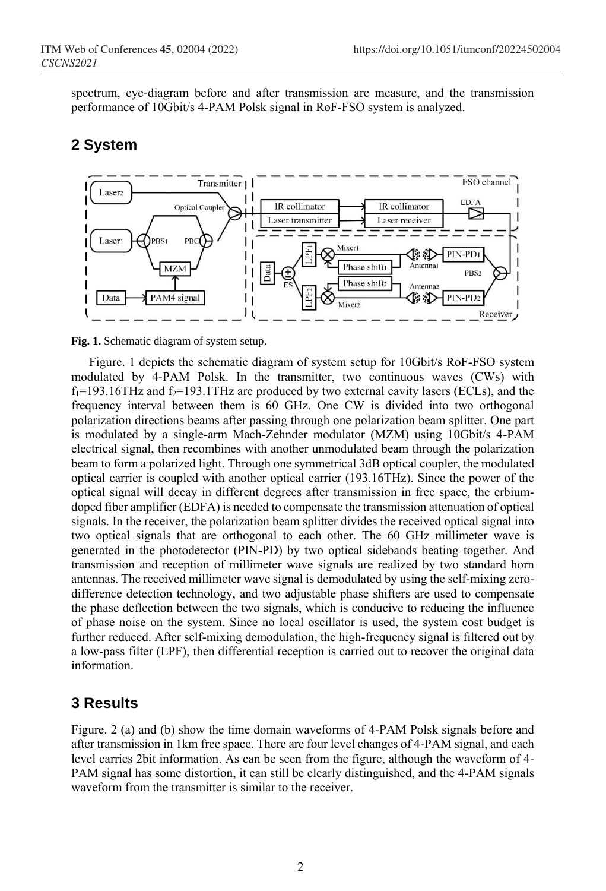spectrum, eye-diagram before and after transmission are measure, and the transmission performance of 10Gbit/s 4-PAM Polsk signal in RoF-FSO system is analyzed.

## 2 System

**Fig. 1.** Schematic diagram of system setup.

Figure. 1 depicts the schematic diagram of system setup for 10Gbit/s RoF-FSO system modulated by 4-PAM Polsk. In the transmitter, two continuous waves (CWs) with $f_1$=193.16THz and $f_2$=193.1THz are produced by two external cavity lasers (ECLs), and the frequency interval between them is 60 GHz. One CW is divided into two orthogonal polarization directions beams after passing through one polarization beam splitter. One part is modulated by a single-arm Mach-Zehnder modulator (MZM) using 10Gbit/s 4-PAM electrical signal, then recombines with another unmodulated beam through the polarization beam to form a polarized light. Through one symmetrical 3dB optical coupler, the modulated optical carrier is coupled with another optical carrier (193.16THz). Since the power of the optical signal will decay in different degrees after transmission in free space, the erbium-doped fiber amplifier (EDFA) is needed to compensate the transmission attenuation of optical signals. In the receiver, the polarization beam splitter divides the received optical signal into two optical signals that are orthogonal to each other. The 60 GHz millimeter wave is generated in the photodetector (PIN-PD) by two optical sidebands beating together. And transmission and reception of millimeter wave signals are realized by two standard horn antennas. The received millimeter wave signal is demodulated by using the self-mixing zero-difference detection technology, and two adjustable phase shifters are used to compensate the phase deflection between the two signals, which is conducive to reducing the influence of phase noise on the system. Since no local oscillator is used, the system cost budget is further reduced. After self-mixing demodulation, the high-frequency signal is filtered out by a low-pass filter (LPF), then differential reception is carried out to recover the original data information.

## 3 Results

Figure. 2 (a) and (b) show the time domain waveforms of 4-PAM Polsk signals before and after transmission in 1km free space. There are four level changes of 4-PAM signal, and each level carries 2bit information. As can be seen from the figure, although the waveform of 4-PAM signal has some distortion, it can still be clearly distinguished, and the 4-PAM signals waveform from the transmitter is similar to the receiver.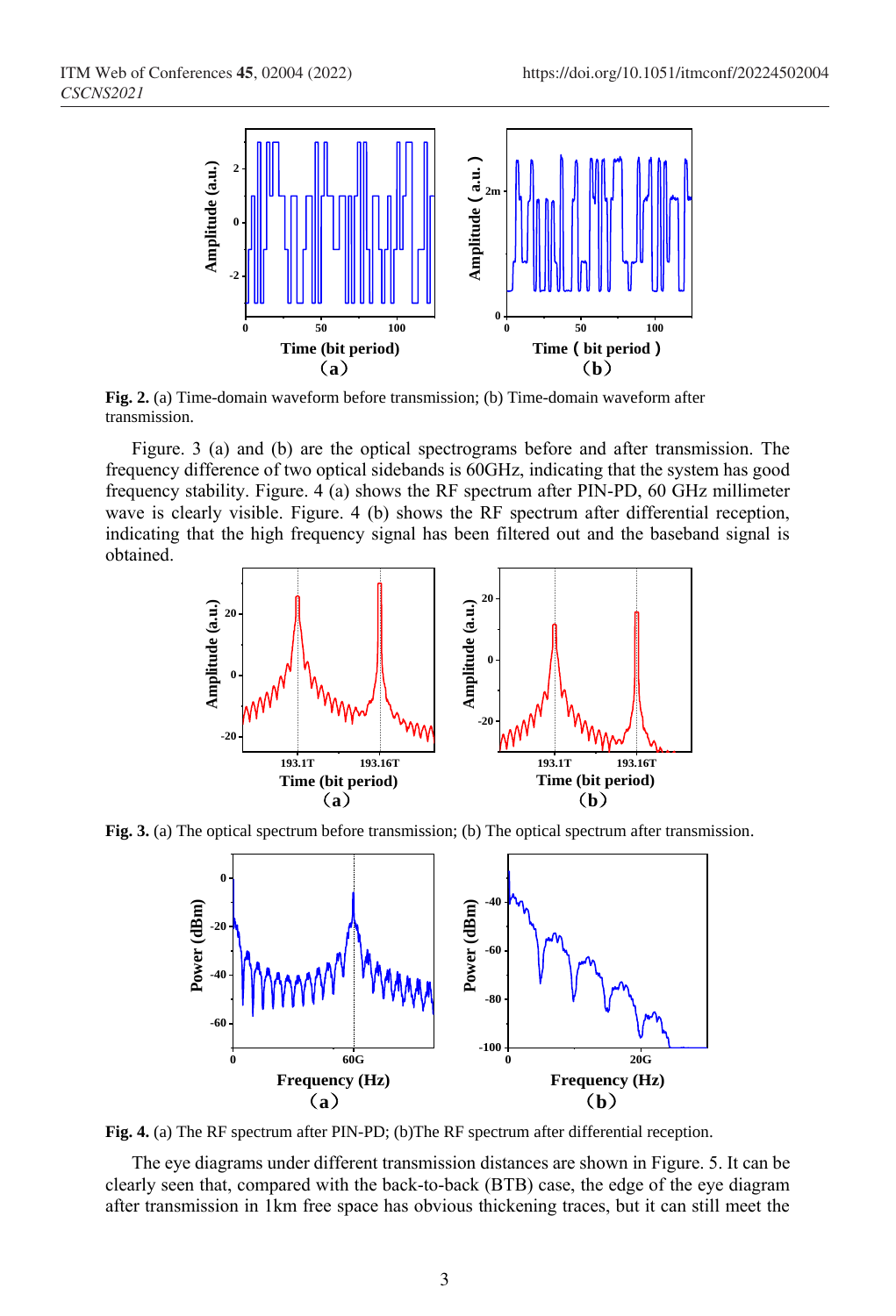Fig. 2. (a) Time-domain waveform before transmission; (b) Time-domain waveform after transmission.

Figure. 3 (a) and (b) are the optical spectrograms before and after transmission. The frequency difference of two optical sidebands is 60GHz, indicating that the system has good frequency stability. Figure. 4 (a) shows the RF spectrum after PIN-PD, 60 GHz millimeter wave is clearly visible. Figure. 4 (b) shows the RF spectrum after differential reception, indicating that the high frequency signal has been filtered out and the baseband signal is obtained.

**Fig. 3.** (a) The optical spectrum before transmission; (b) The optical spectrum after transmission.

**Fig. 4.** (a) The RF spectrum after PIN-PD; (b)The RF spectrum after differential reception.

The eye diagrams under different transmission distances are shown in Figure. 5. It can be clearly seen that, compared with the back-to-back (BTB) case, the edge of the eye diagram after transmission in 1km free space has obvious thickening traces, but it can still meet the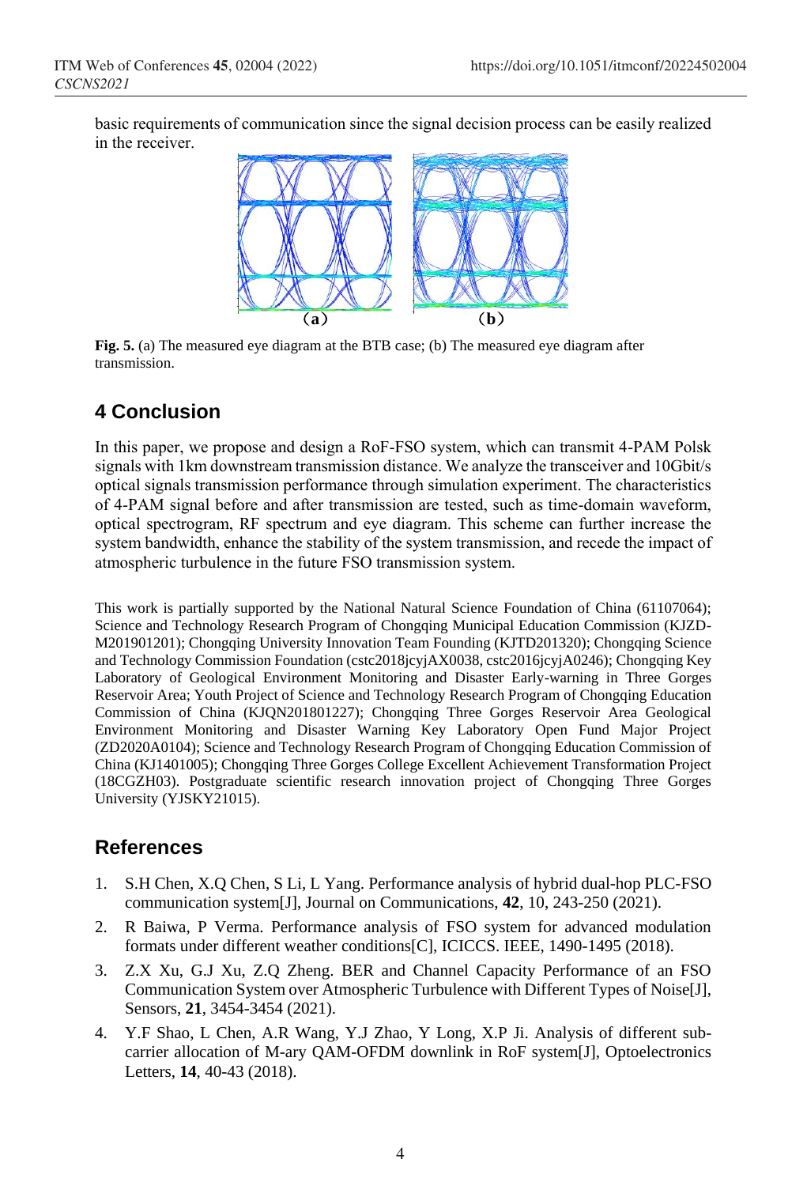basic requirements of communication since the signal decision process can be easily realized in the receiver.

**Fig. 5.** (a) The measured eye diagram at the BTB case; (b) The measured eye diagram after transmission.

## 4 Conclusion

In this paper, we propose and design a RoF-FSO system, which can transmit 4-PAM Polsk signals with 1km downstream transmission distance. We analyze the transceiver and 10Gbit/s optical signals transmission performance through simulation experiment. The characteristics of 4-PAM signal before and after transmission are tested, such as time-domain waveform, optical spectrogram, RF spectrum and eye diagram. This scheme can further increase the system bandwidth, enhance the stability of the system transmission, and recede the impact of atmospheric turbulence in the future FSO transmission system.

This work is partially supported by the National Natural Science Foundation of China (61107064); Science and Technology Research Program of Chongqing Municipal Education Commission (KJZD-M201901201); Chongqing University Innovation Team Founding (KJTD201320); Chongqing Science and Technology Commission Foundation (cstc2018jcyjAX0038, cstc2016jcyjA0246); Chongqing Key Laboratory of Geological Environment Monitoring and Disaster Early-warning in Three Gorges Reservoir Area; Youth Project of Science and Technology Research Program of Chongqing Education Commission of China (KJQN201801227); Chongqing Three Gorges Reservoir Area Geological Environment Monitoring and Disaster Warning Key Laboratory Open Fund Major Project (ZD2020A0104); Science and Technology Research Program of Chongqing Education Commission of China (KJ1401005); Chongqing Three Gorges College Excellent Achievement Transformation Project (18CGZH03). Postgraduate scientific research innovation project of Chongqing Three Gorges University (YJSKY21015).

## References

1. S.H Chen, X.Q Chen, S Li, L Yang. Performance analysis of hybrid dual-hop PLC-FSO communication system[J], Journal on Communications, **42**, 10, 243-250 (2021).
2. R Baiwa, P Verma. Performance analysis of FSO system for advanced modulation formats under different weather conditions[C], ICICCS. IEEE, 1490-1495 (2018).
3. Z.X Xu, G.J Xu, Z.Q Zheng. BER and Channel Capacity Performance of an FSO Communication System over Atmospheric Turbulence with Different Types of Noise[J], Sensors, **21**, 3454-3454 (2021).
4. Y.F Shao, L Chen, A.R Wang, Y.J Zhao, Y Long, X.P Ji. Analysis of different sub-carrier allocation of M-ary QAM-OFDM downlink in RoF system[J], Optoelectronics Letters, **14**, 40-43 (2018).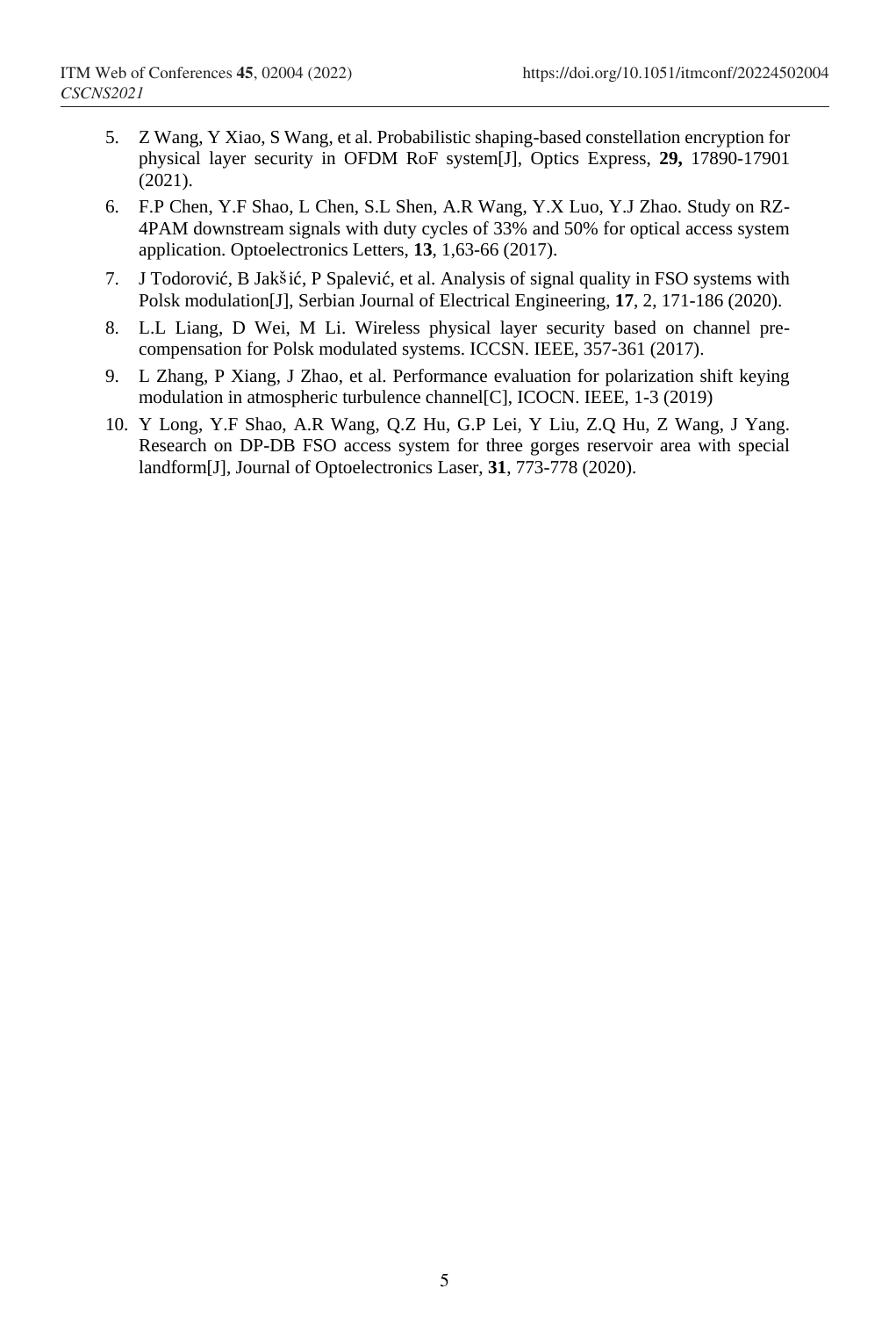5. Z Wang, Y Xiao, S Wang, et al. Probabilistic shaping-based constellation encryption for physical layer security in OFDM RoF system[J], Optics Express, **29,** 17890-17901 (2021).
6. F.P Chen, Y.F Shao, L Chen, S.L Shen, A.R Wang, Y.X Luo, Y.J Zhao. Study on RZ-4PAM downstream signals with duty cycles of 33% and 50% for optical access system application. Optoelectronics Letters, **13**, 1,63-66 (2017).
7. J Todorović, B Jakšić, P Spalević, et al. Analysis of signal quality in FSO systems with Polsk modulation[J], Serbian Journal of Electrical Engineering, **17**, 2, 171-186 (2020).
8. L.L Liang, D Wei, M Li. Wireless physical layer security based on channel pre-compensation for Polsk modulated systems. ICCSN. IEEE, 357-361 (2017).
9. L Zhang, P Xiang, J Zhao, et al. Performance evaluation for polarization shift keying modulation in atmospheric turbulence channel[C], ICOCN. IEEE, 1-3 (2019)
10. Y Long, Y.F Shao, A.R Wang, Q.Z Hu, G.P Lei, Y Liu, Z.Q Hu, Z Wang, J Yang. Research on DP-DB FSO access system for three gorges reservoir area with special landform[J], Journal of Optoelectronics Laser, **31**, 773-778 (2020).